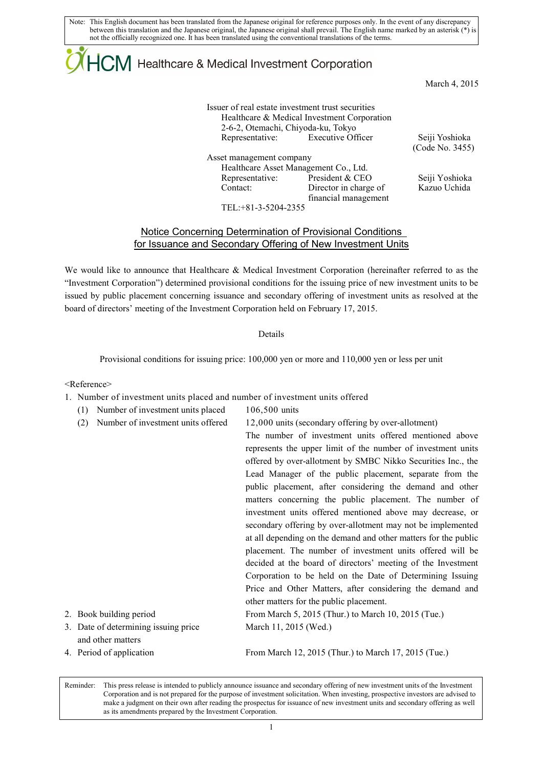Note: This English document has been translated from the Japanese original for reference purposes only. In the event of any discrepancy between this translation and the Japanese original, the Japanese original shall prevail. The English name marked by an asterisk (*) is not the officially recognized one. It has been translated using the conventional translations of the terms.

HCM Healthcare & Medical Investment Corporation

March 4, 2015

Issuer of real estate investment trust securities
Healthcare & Medical Investment Corporation
2-6-2, Otemachi, Chiyoda-ku, Tokyo
Representative: Executive Officer Seiji Yoshioka
(Code No. 3455)

Asset management company
Healthcare Asset Management Co., Ltd.
Representative: President & CEO Seiji Yoshioka
Contact: Director in charge of financial management Kazuo Uchida
TEL:+81-3-5204-2355

## Notice Concerning Determination of Provisional Conditions for Issuance and Secondary Offering of New Investment Units

We would like to announce that Healthcare & Medical Investment Corporation (hereinafter referred to as the "Investment Corporation") determined provisional conditions for the issuing price of new investment units to be issued by public placement concerning issuance and secondary offering of investment units as resolved at the board of directors' meeting of the Investment Corporation held on February 17, 2015.

Details

Provisional conditions for issuing price: 100,000 yen or more and 110,000 yen or less per unit

<Reference>

1. Number of investment units placed and number of investment units offered
   (1) Number of investment units placed: 106,500 units
   (2) Number of investment units offered: 12,000 units (secondary offering by over-allotment)
   The number of investment units offered mentioned above represents the upper limit of the number of investment units offered by over-allotment by SMBC Nikko Securities Inc., the Lead Manager of the public placement, separate from the public placement, after considering the demand and other matters concerning the public placement. The number of investment units offered mentioned above may decrease, or secondary offering by over-allotment may not be implemented at all depending on the demand and other matters for the public placement. The number of investment units offered will be decided at the board of directors' meeting of the Investment Corporation to be held on the Date of Determining Issuing Price and Other Matters, after considering the demand and other matters for the public placement.
2. Book building period: From March 5, 2015 (Thur.) to March 10, 2015 (Tue.)
3. Date of determining issuing price and other matters: March 11, 2015 (Wed.)
4. Period of application: From March 12, 2015 (Thur.) to March 17, 2015 (Tue.)

Reminder: This press release is intended to publicly announce issuance and secondary offering of new investment units of the Investment Corporation and is not prepared for the purpose of investment solicitation. When investing, prospective investors are advised to make a judgment on their own after reading the prospectus for issuance of new investment units and secondary offering as well as its amendments prepared by the Investment Corporation.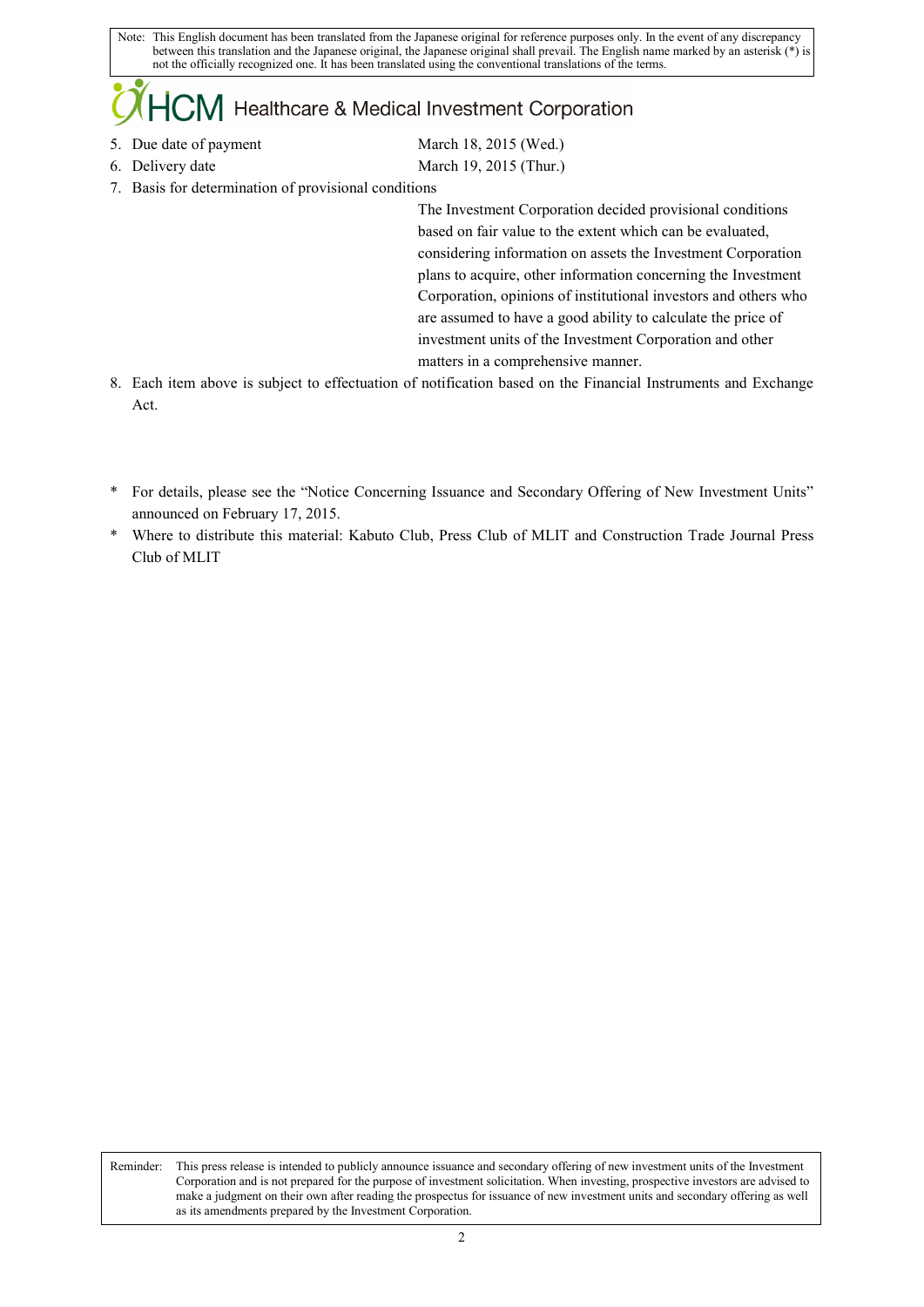5. Due date of payment March 18, 2015 (Wed.)
6. Delivery date March 19, 2015 (Thur.)
7. Basis for determination of provisional conditions

   The Investment Corporation decided provisional conditions based on fair value to the extent which can be evaluated, considering information on assets the Investment Corporation plans to acquire, other information concerning the Investment Corporation, opinions of institutional investors and others who are assumed to have a good ability to calculate the price of investment units of the Investment Corporation and other matters in a comprehensive manner.
8. Each item above is subject to effectuation of notification based on the Financial Instruments and Exchange Act.

\* For details, please see the "Notice Concerning Issuance and Secondary Offering of New Investment Units" announced on February 17, 2015.

\* Where to distribute this material: Kabuto Club, Press Club of MLIT and Construction Trade Journal Press Club of MLIT

Reminder: This press release is intended to publicly announce issuance and secondary offering of new investment units of the Investment Corporation and is not prepared for the purpose of investment solicitation. When investing, prospective investors are advised to make a judgment on their own after reading the prospectus for issuance of new investment units and secondary offering as well as its amendments prepared by the Investment Corporation.